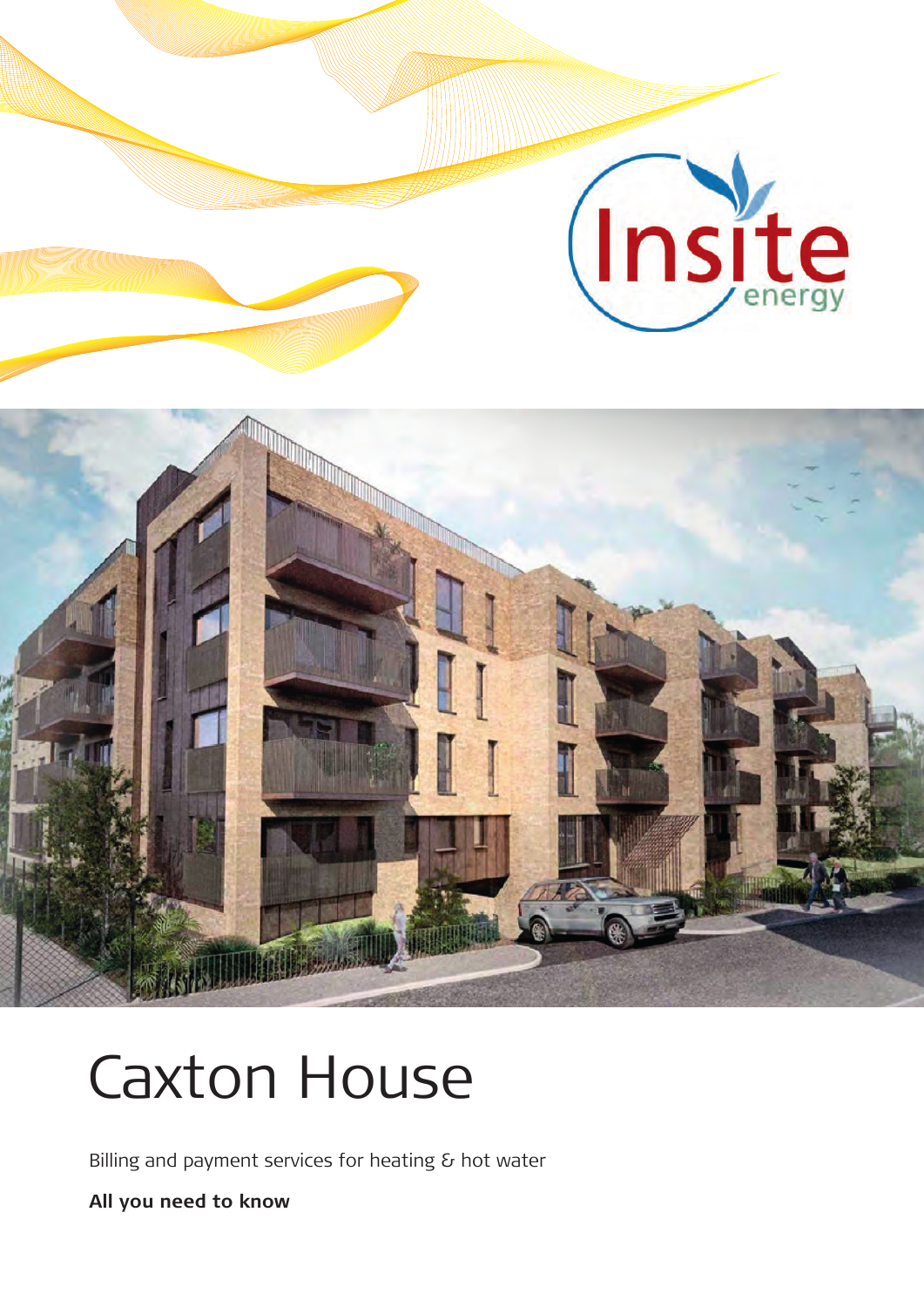Insite energy

# Caxton House

Billing and payment services for heating & hot water

**All you need to know**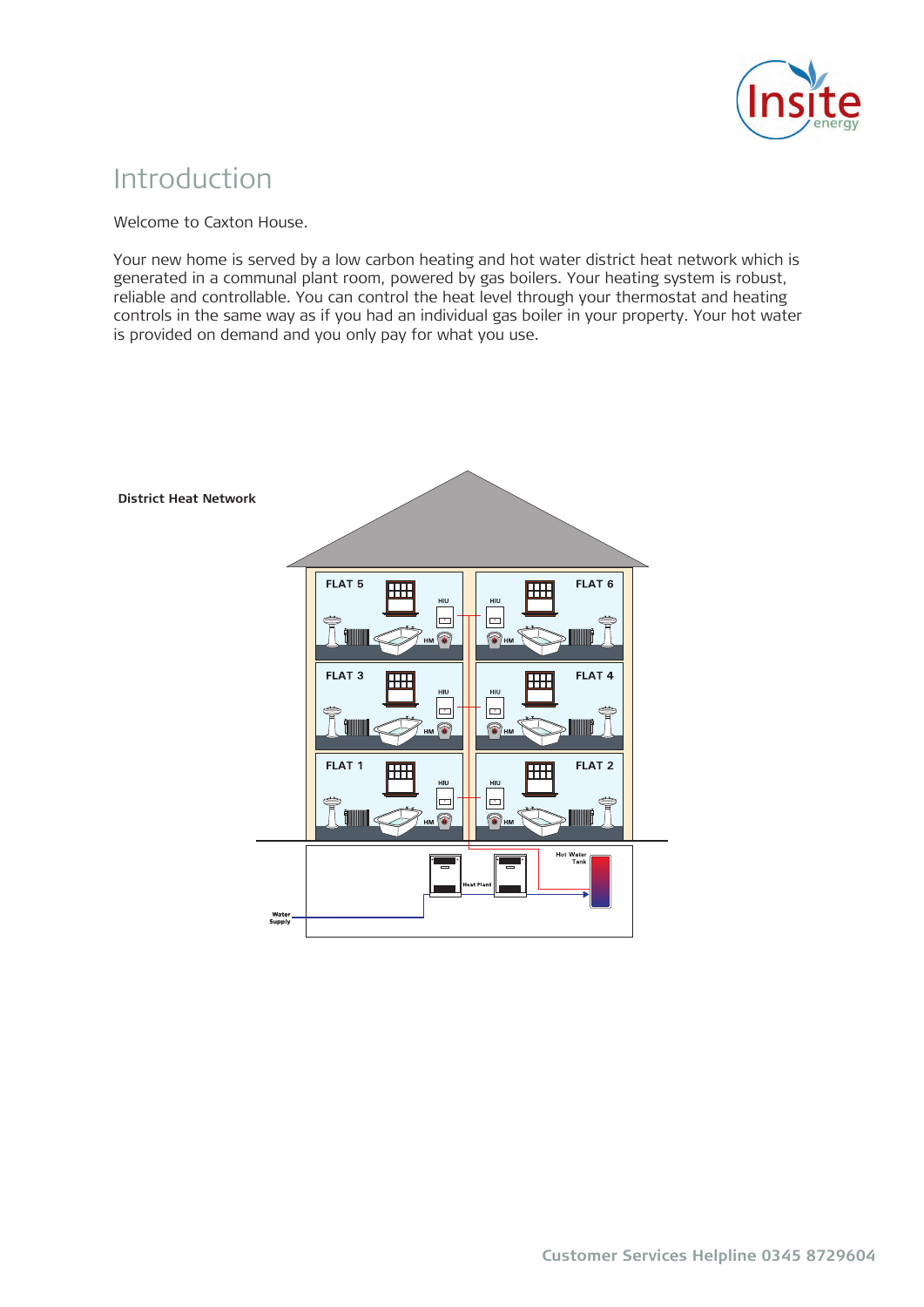# Introduction

Welcome to Caxton House.

Your new home is served by a low carbon heating and hot water district heat network which is generated in a communal plant room, powered by gas boilers. Your heating system is robust, reliable and controllable. You can control the heat level through your thermostat and heating controls in the same way as if you had an individual gas boiler in your property. Your hot water is provided on demand and you only pay for what you use.

**District Heat Network**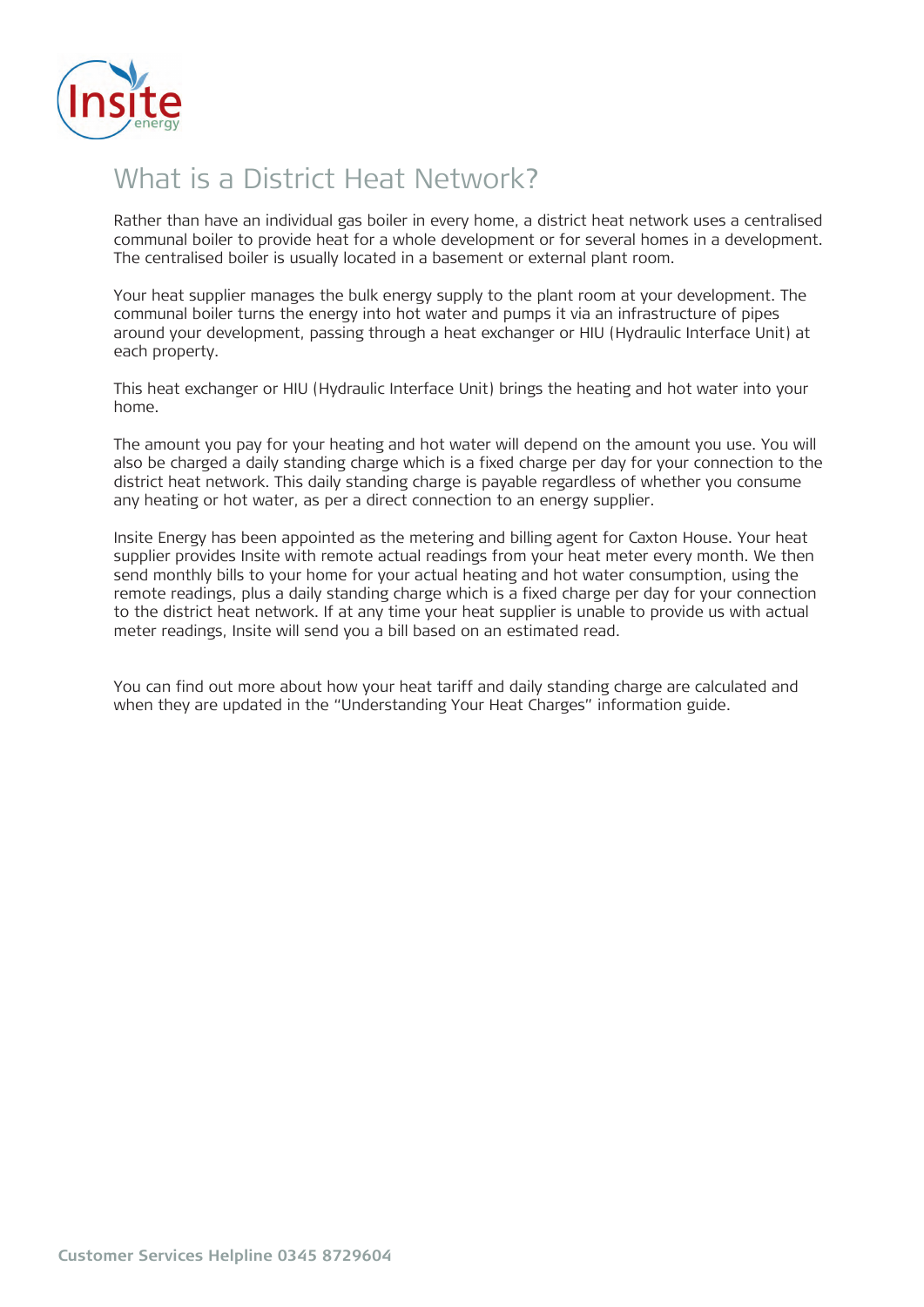# What is a District Heat Network?

Rather than have an individual gas boiler in every home, a district heat network uses a centralised communal boiler to provide heat for a whole development or for several homes in a development. The centralised boiler is usually located in a basement or external plant room.

Your heat supplier manages the bulk energy supply to the plant room at your development. The communal boiler turns the energy into hot water and pumps it via an infrastructure of pipes around your development, passing through a heat exchanger or HIU (Hydraulic Interface Unit) at each property.

This heat exchanger or HIU (Hydraulic Interface Unit) brings the heating and hot water into your home.

The amount you pay for your heating and hot water will depend on the amount you use. You will also be charged a daily standing charge which is a fixed charge per day for your connection to the district heat network. This daily standing charge is payable regardless of whether you consume any heating or hot water, as per a direct connection to an energy supplier.

Insite Energy has been appointed as the metering and billing agent for Caxton House. Your heat supplier provides Insite with remote actual readings from your heat meter every month. We then send monthly bills to your home for your actual heating and hot water consumption, using the remote readings, plus a daily standing charge which is a fixed charge per day for your connection to the district heat network. If at any time your heat supplier is unable to provide us with actual meter readings, Insite will send you a bill based on an estimated read.

You can find out more about how your heat tariff and daily standing charge are calculated and when they are updated in the "Understanding Your Heat Charges" information guide.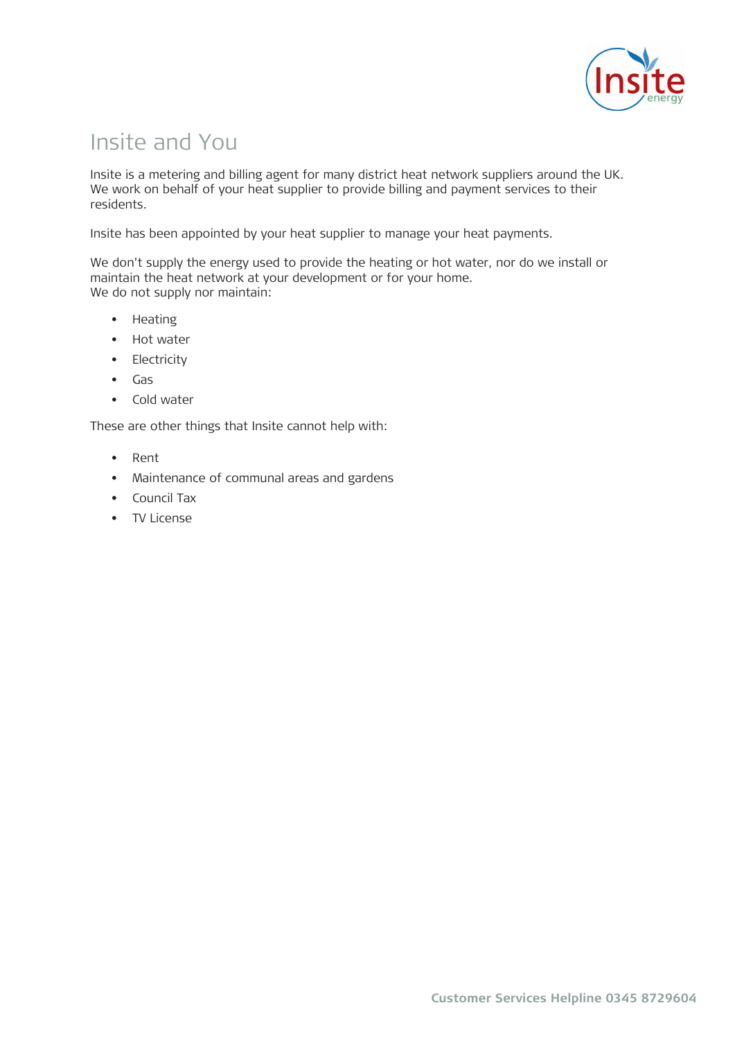# Insite and You

Insite is a metering and billing agent for many district heat network suppliers around the UK. We work on behalf of your heat supplier to provide billing and payment services to their residents.

Insite has been appointed by your heat supplier to manage your heat payments.

We don't supply the energy used to provide the heating or hot water, nor do we install or maintain the heat network at your development or for your home.
We do not supply nor maintain:

- Heating
- Hot water
- Electricity
- Gas
- Cold water

These are other things that Insite cannot help with:

- Rent
- Maintenance of communal areas and gardens
- Council Tax
- TV License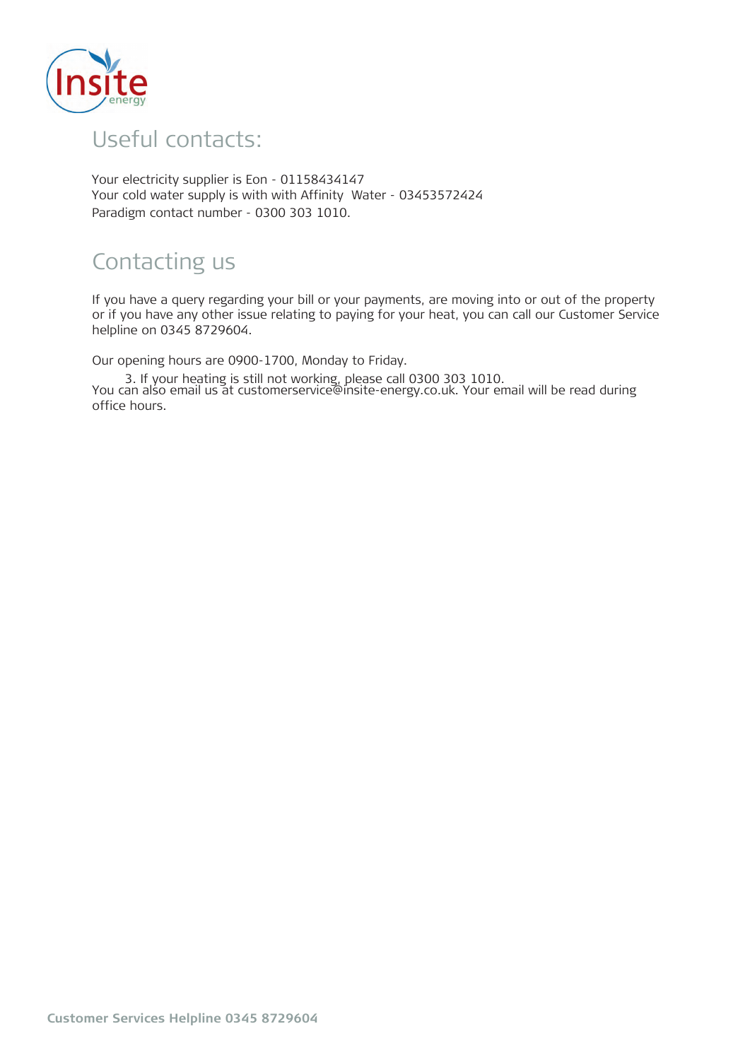## Useful contacts:

Your electricity supplier is Eon - 01158434147
Your cold water supply is with with Affinity  Water - 03453572424
Paradigm contact number - 0300 303 1010.

## Contacting us

If you have a query regarding your bill or your payments, are moving into or out of the property or if you have any other issue relating to paying for your heat, you can call our Customer Service helpline on 0345 8729604.

Our opening hours are 0900-1700, Monday to Friday.

3. If your heating is still not working, please call 0300 303 1010.

You can also email us at customerservice@insite-energy.co.uk. Your email will be read during office hours.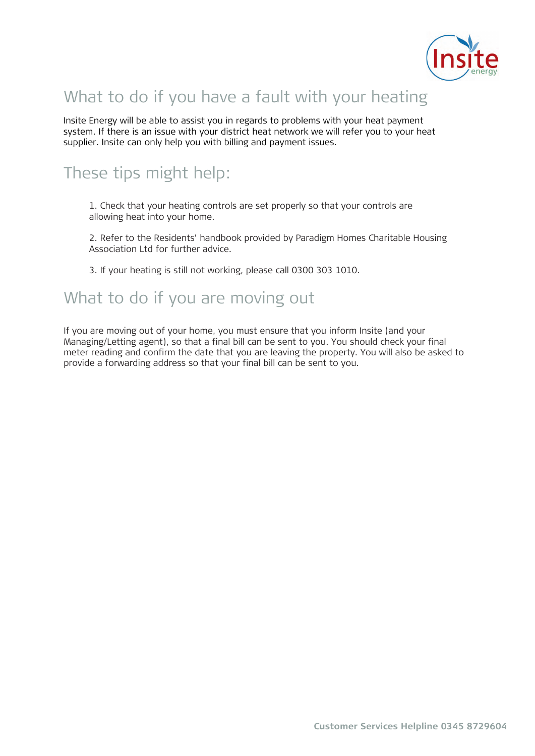## What to do if you have a fault with your heating

Insite Energy will be able to assist you in regards to problems with your heat payment system. If there is an issue with your district heat network we will refer you to your heat supplier. Insite can only help you with billing and payment issues.

## These tips might help:

1. Check that your heating controls are set properly so that your controls are allowing heat into your home.

2. Refer to the Residents' handbook provided by Paradigm Homes Charitable Housing Association Ltd for further advice.

3. If your heating is still not working, please call 0300 303 1010.

## What to do if you are moving out

If you are moving out of your home, you must ensure that you inform Insite (and your Managing/Letting agent), so that a final bill can be sent to you. You should check your final meter reading and confirm the date that you are leaving the property. You will also be asked to provide a forwarding address so that your final bill can be sent to you.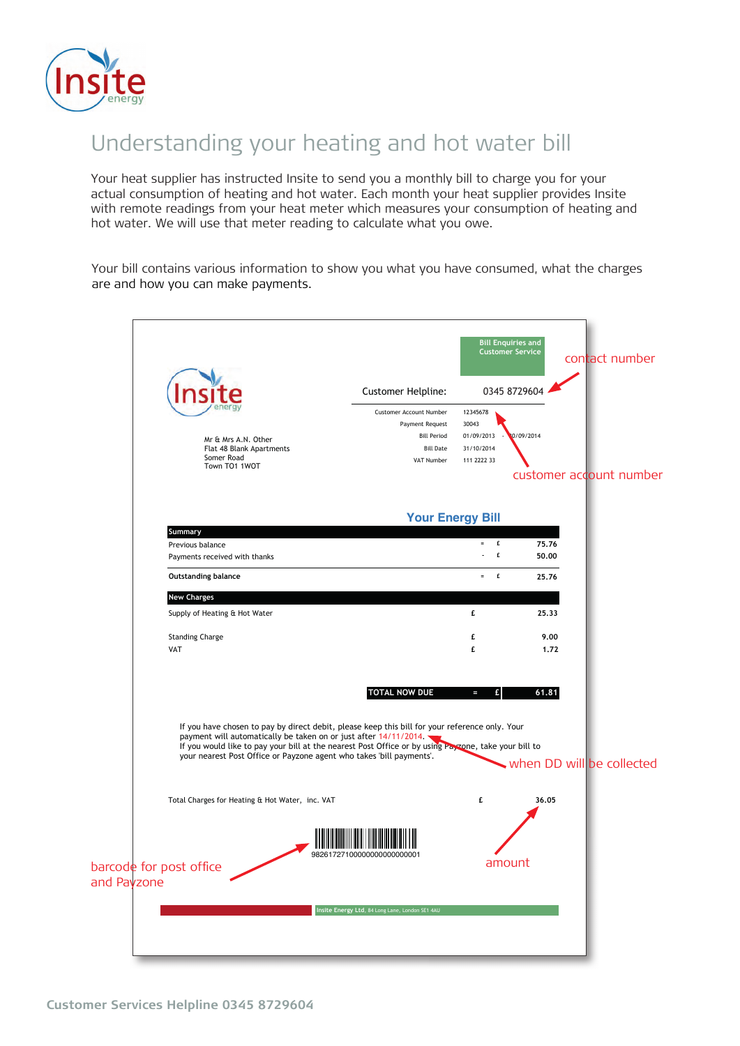# Understanding your heating and hot water bill

Your heat supplier has instructed Insite to send you a monthly bill to charge you for your actual consumption of heating and hot water. Each month your heat supplier provides Insite with remote readings from your heat meter which measures your consumption of heating and hot water. We will use that meter reading to calculate what you owe.

Your bill contains various information to show you what you have consumed, what the charges are and how you can make payments.

**Bill Enquiries and Customer Service**

Customer Helpline: 0345 8729604 ← contact number

| | |
|---|---|
| Customer Account Number | 12345678 |
| Payment Request | 30043 |
| Bill Period | 01/09/2013 - 30/09/2014 |
| Bill Date | 31/10/2014 |
| VAT Number | 111 2222 33 |

← customer account number

Mr & Mrs A.N. Other
Flat 48 Blank Apartments
Somer Road
Town TO1 1WOT

## Your Energy Bill

| Summary | | | |
|---|---|---|---|
| Previous balance | = | £ | 75.76 |
| Payments received with thanks | - | £ | 50.00 |
| **Outstanding balance** | = | £ | 25.76 |

| New Charges | | |
|---|---|---|
| Supply of Heating & Hot Water | £ | 25.33 |
| Standing Charge | £ | 9.00 |
| VAT | £ | 1.72 |

**TOTAL NOW DUE = £ 61.81**

If you have chosen to pay by direct debit, please keep this bill for your reference only. Your payment will automatically be taken on or just after 14/11/2014.
If you would like to pay your bill at the nearest Post Office or by using Payzone, take your bill to your nearest Post Office or Payzone agent who takes 'bill payments'.

← when DD will be collected

Total Charges for Heating & Hot Water, inc. VAT £ 36.05

← amount

98261727100000000000000001

← barcode for post office and Payzone

Insite Energy Ltd, 84 Long Lane, London SE1 4AU

Customer Services Helpline 0345 8729604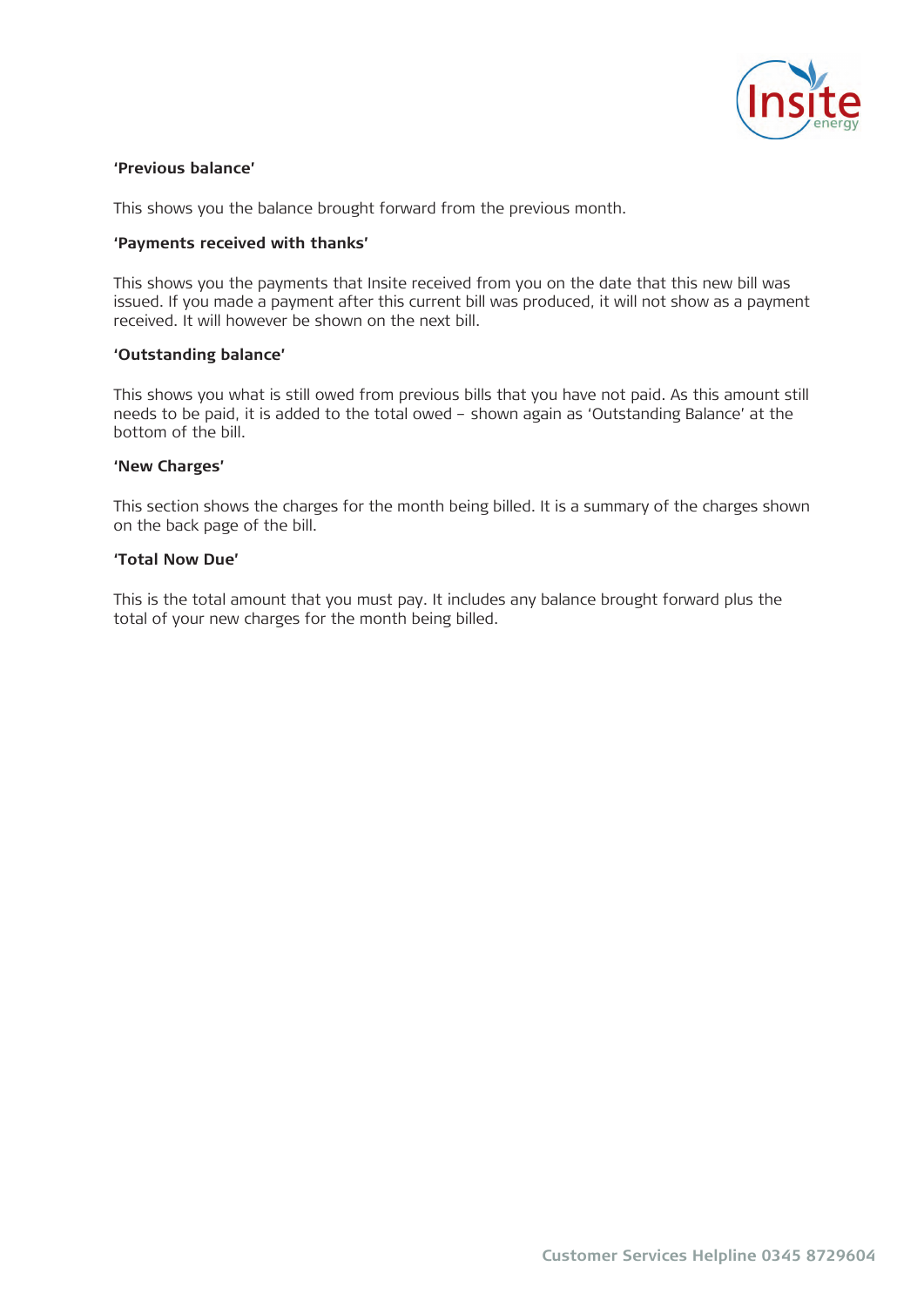**'Previous balance'**

This shows you the balance brought forward from the previous month.

**'Payments received with thanks'**

This shows you the payments that Insite received from you on the date that this new bill was issued. If you made a payment after this current bill was produced, it will not show as a payment received. It will however be shown on the next bill.

**'Outstanding balance'**

This shows you what is still owed from previous bills that you have not paid. As this amount still needs to be paid, it is added to the total owed – shown again as 'Outstanding Balance' at the bottom of the bill.

**'New Charges'**

This section shows the charges for the month being billed. It is a summary of the charges shown on the back page of the bill.

**'Total Now Due'**

This is the total amount that you must pay. It includes any balance brought forward plus the total of your new charges for the month being billed.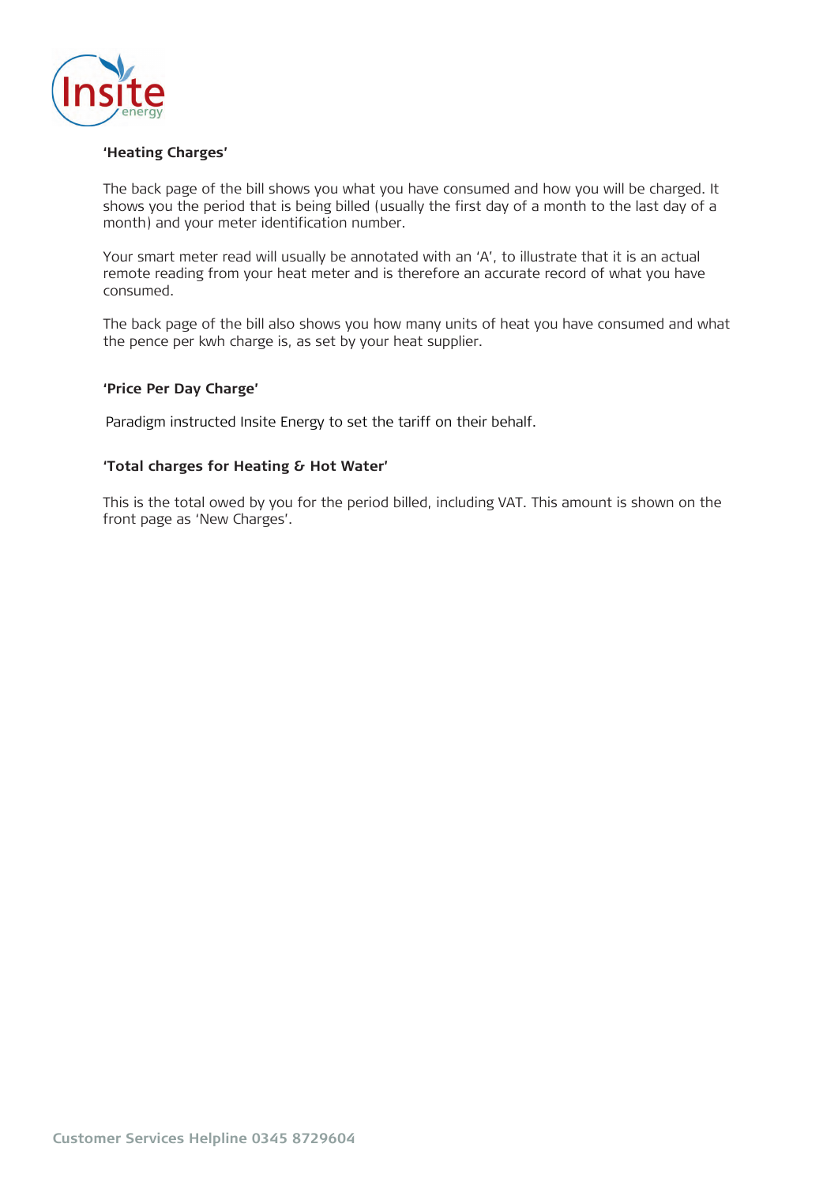**'Heating Charges'**

The back page of the bill shows you what you have consumed and how you will be charged. It shows you the period that is being billed (usually the first day of a month to the last day of a month) and your meter identification number.

Your smart meter read will usually be annotated with an 'A', to illustrate that it is an actual remote reading from your heat meter and is therefore an accurate record of what you have consumed.

The back page of the bill also shows you how many units of heat you have consumed and what the pence per kwh charge is, as set by your heat supplier.

**'Price Per Day Charge'**

Paradigm instructed Insite Energy to set the tariff on their behalf.

**'Total charges for Heating & Hot Water'**

This is the total owed by you for the period billed, including VAT. This amount is shown on the front page as 'New Charges'.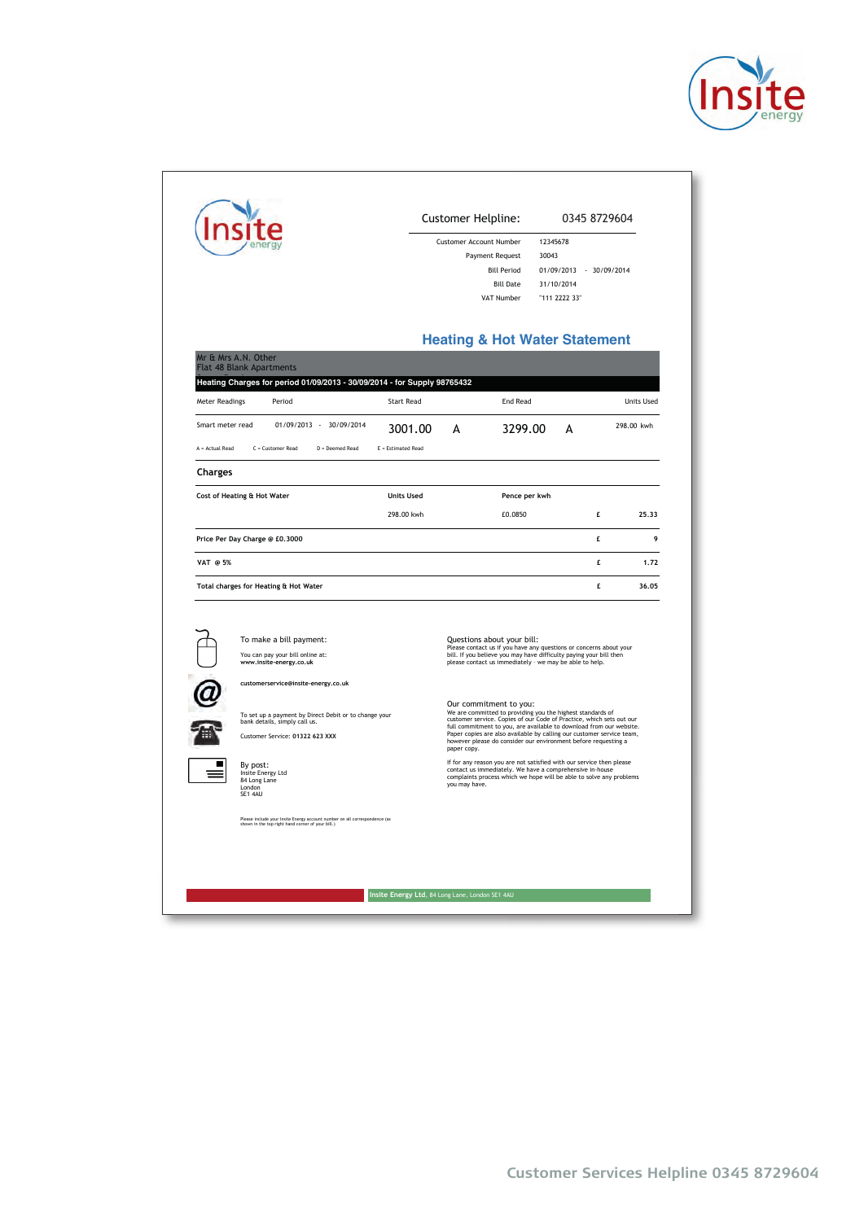Customer Helpline: 0345 8729604

| | |
|---|---|
| Customer Account Number | 12345678 |
| Payment Request | 30043 |
| Bill Period | 01/09/2013 - 30/09/2014 |
| Bill Date | 31/10/2014 |
| VAT Number | "111 2222 33" |

## Heating & Hot Water Statement

Mr & Mrs A.N. Other
Flat 48 Blank Apartments

**Heating Charges for period 01/09/2013 - 30/09/2014 - for Supply 98765432**

| Meter Readings | Period | Start Read | | End Read | | Units Used |
|---|---|---|---|---|---|---|
| Smart meter read | 01/09/2013 - 30/09/2014 | 3001.00 | A | 3299.00 | A | 298.00 kwh |

A = Actual Read C = Customer Read D = Deemed Read E = Estimated Read

### Charges

| Cost of Heating & Hot Water | Units Used | Pence per kwh | | |
|---|---|---|---|---|
| | 298.00 kwh | £0.0850 | £ | 25.33 |
| Price Per Day Charge @ £0.3000 | | | £ | 9 |
| VAT @ 5% | | | £ | 1.72 |
| Total charges for Heating & Hot Water | | | £ | 36.05 |

To make a bill payment:

You can pay your bill online at:
**www.insite-energy.co.uk**

**customerservice@insite-energy.co.uk**

To set up a payment by Direct Debit or to change your bank details, simply call us.

Customer Service: **01322 623 XXX**

By post:
Insite Energy Ltd
84 Long Lane
London
SE1 4AU

Please include your Insite Energy account number on all correspondence (as shown in the top right hand corner of your bill.)

Questions about your bill:
Please contact us if you have any questions or concerns about your bill. If you believe you may have difficulty paying your bill then please contact us immediately - we may be able to help.

Our commitment to you:
We are committed to providing you the highest standards of customer service. Copies of our Code of Practice, which sets out our full commitment to you, are available to download from our website. Paper copies are also available by calling our customer service team, however please do consider our environment before requesting a paper copy.

If for any reason you are not satisfied with our service then please contact us immediately. We have a comprehensive in-house complaints process which we hope will be able to solve any problems you may have.

**Insite Energy Ltd**, 84 Long Lane, London SE1 4AU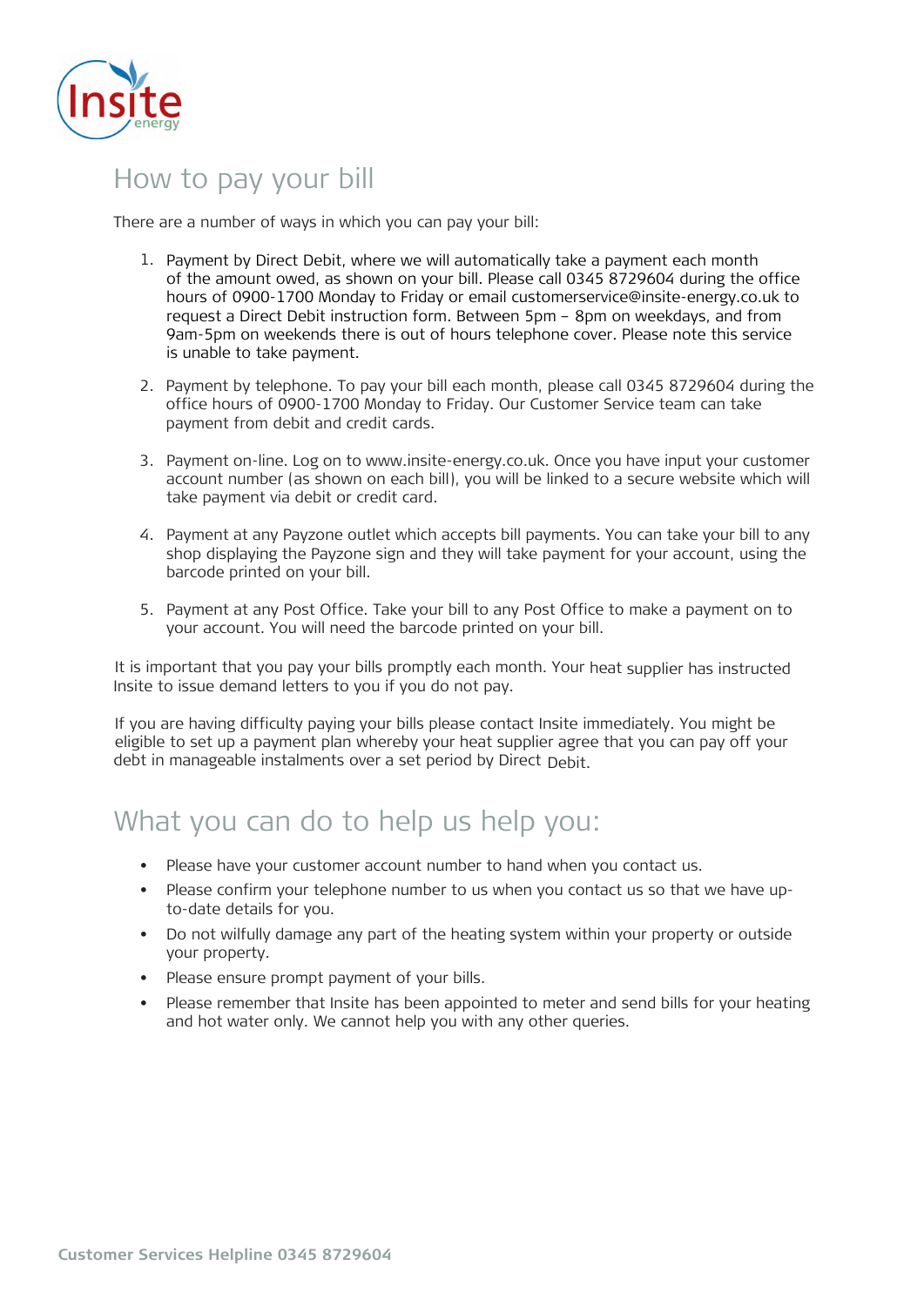## How to pay your bill

There are a number of ways in which you can pay your bill:

1. Payment by Direct Debit, where we will automatically take a payment each month of the amount owed, as shown on your bill. Please call 0345 8729604 during the office hours of 0900-1700 Monday to Friday or email customerservice@insite-energy.co.uk to request a Direct Debit instruction form. Between 5pm – 8pm on weekdays, and from 9am-5pm on weekends there is out of hours telephone cover. Please note this service is unable to take payment.

2. Payment by telephone. To pay your bill each month, please call 0345 8729604 during the office hours of 0900-1700 Monday to Friday. Our Customer Service team can take payment from debit and credit cards.

3. Payment on-line. Log on to www.insite-energy.co.uk. Once you have input your customer account number (as shown on each bill), you will be linked to a secure website which will take payment via debit or credit card.

4. Payment at any Payzone outlet which accepts bill payments. You can take your bill to any shop displaying the Payzone sign and they will take payment for your account, using the barcode printed on your bill.

5. Payment at any Post Office. Take your bill to any Post Office to make a payment on to your account. You will need the barcode printed on your bill.

It is important that you pay your bills promptly each month. Your heat supplier has instructed Insite to issue demand letters to you if you do not pay.

If you are having difficulty paying your bills please contact Insite immediately. You might be eligible to set up a payment plan whereby your heat supplier agree that you can pay off your debt in manageable instalments over a set period by Direct Debit.

## What you can do to help us help you:

- Please have your customer account number to hand when you contact us.
- Please confirm your telephone number to us when you contact us so that we have up-to-date details for you.
- Do not wilfully damage any part of the heating system within your property or outside your property.
- Please ensure prompt payment of your bills.
- Please remember that Insite has been appointed to meter and send bills for your heating and hot water only. We cannot help you with any other queries.

**Customer Services Helpline 0345 8729604**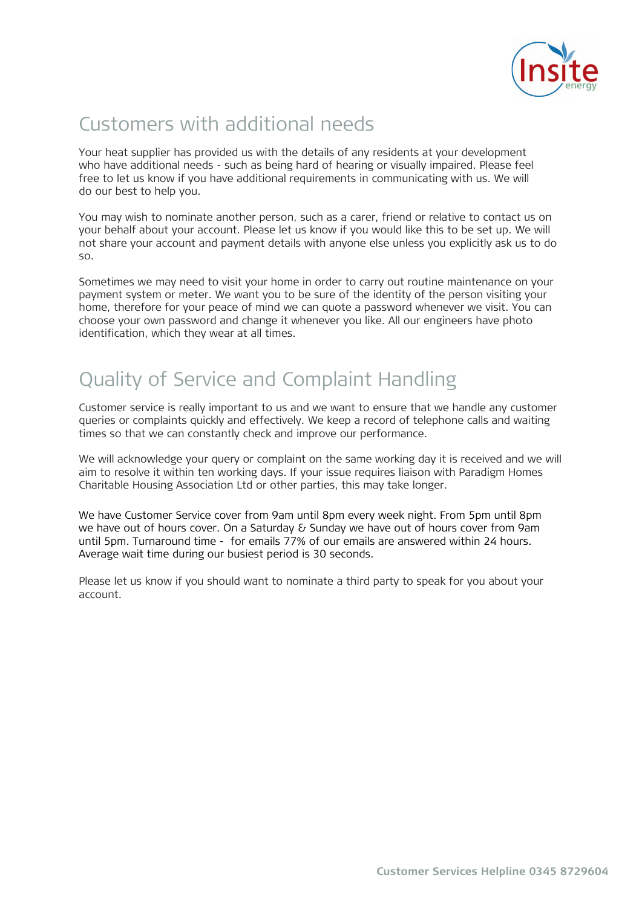## Customers with additional needs

Your heat supplier has provided us with the details of any residents at your development who have additional needs - such as being hard of hearing or visually impaired. Please feel free to let us know if you have additional requirements in communicating with us. We will do our best to help you.

You may wish to nominate another person, such as a carer, friend or relative to contact us on your behalf about your account. Please let us know if you would like this to be set up. We will not share your account and payment details with anyone else unless you explicitly ask us to do so.

Sometimes we may need to visit your home in order to carry out routine maintenance on your payment system or meter. We want you to be sure of the identity of the person visiting your home, therefore for your peace of mind we can quote a password whenever we visit. You can choose your own password and change it whenever you like. All our engineers have photo identification, which they wear at all times.

## Quality of Service and Complaint Handling

Customer service is really important to us and we want to ensure that we handle any customer queries or complaints quickly and effectively. We keep a record of telephone calls and waiting times so that we can constantly check and improve our performance.

We will acknowledge your query or complaint on the same working day it is received and we will aim to resolve it within ten working days. If your issue requires liaison with Paradigm Homes Charitable Housing Association Ltd or other parties, this may take longer.

We have Customer Service cover from 9am until 8pm every week night. From 5pm until 8pm we have out of hours cover. On a Saturday & Sunday we have out of hours cover from 9am until 5pm. Turnaround time - for emails 77% of our emails are answered within 24 hours. Average wait time during our busiest period is 30 seconds.

Please let us know if you should want to nominate a third party to speak for you about your account.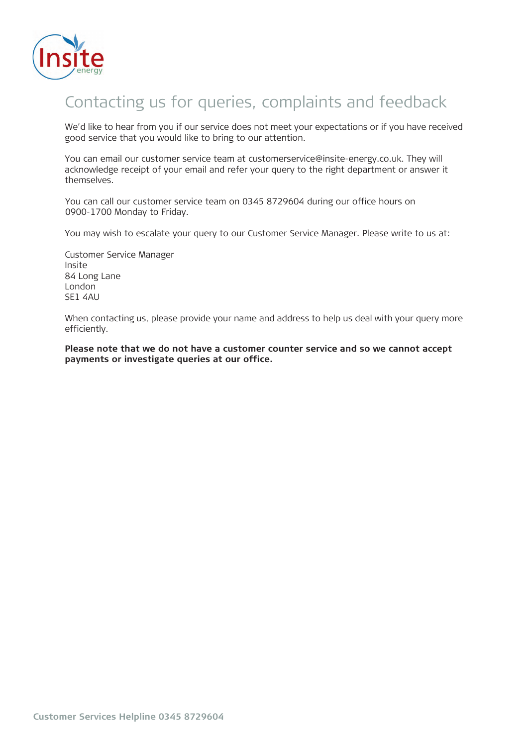# Contacting us for queries, complaints and feedback

We'd like to hear from you if our service does not meet your expectations or if you have received good service that you would like to bring to our attention.

You can email our customer service team at customerservice@insite-energy.co.uk. They will acknowledge receipt of your email and refer your query to the right department or answer it themselves.

You can call our customer service team on 0345 8729604 during our office hours on 0900-1700 Monday to Friday.

You may wish to escalate your query to our Customer Service Manager. Please write to us at:

Customer Service Manager
Insite
84 Long Lane
London
SE1 4AU

When contacting us, please provide your name and address to help us deal with your query more efficiently.

**Please note that we do not have a customer counter service and so we cannot accept payments or investigate queries at our office.**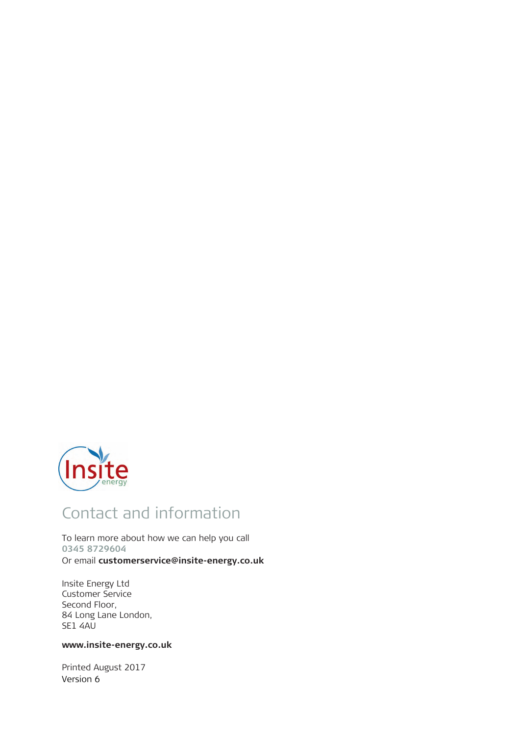## Contact and information

To learn more about how we can help you call
**0345 8729604**
Or email **customerservice@insite-energy.co.uk**

Insite Energy Ltd
Customer Service
Second Floor,
84 Long Lane London,
SE1 4AU

**www.insite-energy.co.uk**

Printed August 2017
Version 6